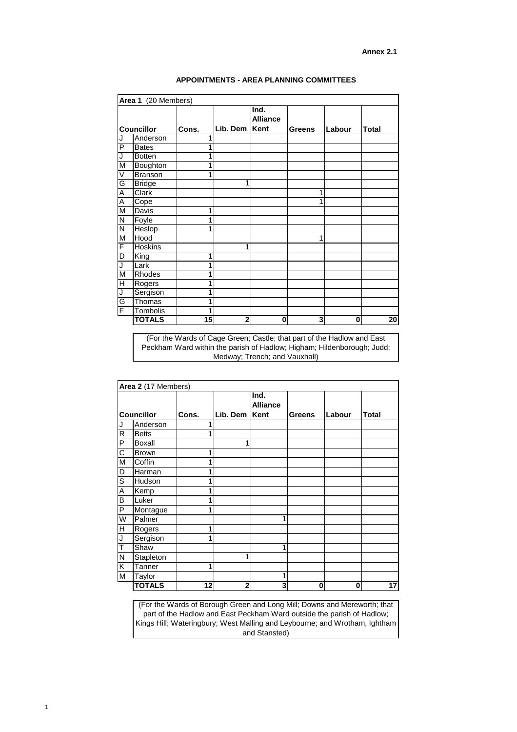**Annex 2.1**

## APPOINTMENTS - AREA PLANNING COMMITTEES

| Area 1 (20 Members) | | | | | | | |
|---|---|---|---|---|---|---|---|
| | Councillor | Cons. | Lib. Dem | Ind. Alliance Kent | Greens | Labour | Total |
| J | Anderson | 1 | | | | | |
| P | Bates | 1 | | | | | |
| J | Botten | 1 | | | | | |
| M | Boughton | 1 | | | | | |
| V | Branson | 1 | | | | | |
| G | Bridge | | 1 | | | | |
| A | Clark | | | | 1 | | |
| A | Cope | | | | 1 | | |
| M | Davis | 1 | | | | | |
| N | Foyle | 1 | | | | | |
| N | Heslop | 1 | | | | | |
| M | Hood | | | | 1 | | |
| F | Hoskins | | 1 | | | | |
| D | King | 1 | | | | | |
| J | Lark | 1 | | | | | |
| M | Rhodes | 1 | | | | | |
| H | Rogers | 1 | | | | | |
| J | Sergison | 1 | | | | | |
| G | Thomas | 1 | | | | | |
| F | Tombolis | 1 | | | | | |
| | **TOTALS** | **15** | **2** | **0** | **3** | **0** | **20** |

(For the Wards of Cage Green; Castle; that part of the Hadlow and East Peckham Ward within the parish of Hadlow; Higham; Hildenborough; Judd; Medway; Trench; and Vauxhall)

| Area 2 (17 Members) | | | | | | | |
|---|---|---|---|---|---|---|---|
| | Councillor | Cons. | Lib. Dem | Ind. Alliance Kent | Greens | Labour | Total |
| J | Anderson | 1 | | | | | |
| R | Betts | 1 | | | | | |
| P | Boxall | | 1 | | | | |
| C | Brown | 1 | | | | | |
| M | Coffin | 1 | | | | | |
| D | Harman | 1 | | | | | |
| S | Hudson | 1 | | | | | |
| A | Kemp | 1 | | | | | |
| B | Luker | 1 | | | | | |
| P | Montague | 1 | | | | | |
| W | Palmer | | | 1 | | | |
| H | Rogers | 1 | | | | | |
| J | Sergison | 1 | | | | | |
| T | Shaw | | | 1 | | | |
| N | Stapleton | | 1 | | | | |
| K | Tanner | 1 | | | | | |
| M | Taylor | | | 1 | | | |
| | **TOTALS** | **12** | **2** | **3** | **0** | **0** | **17** |

(For the Wards of Borough Green and Long Mill; Downs and Mereworth; that part of the Hadlow and East Peckham Ward outside the parish of Hadlow; Kings Hill; Wateringbury; West Malling and Leybourne; and Wrotham, Ightham and Stansted)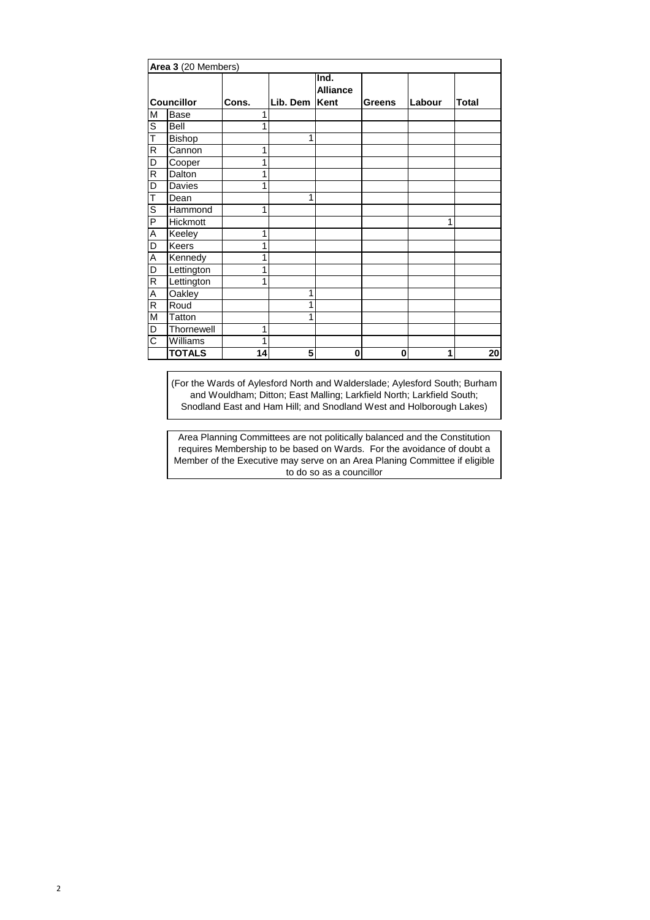| Area 3 (20 Members) | | | | | | | |
|---|---|---|---|---|---|---|---|
| | **Councillor** | **Cons.** | **Lib. Dem** | **Ind. Alliance Kent** | **Greens** | **Labour** | **Total** |
| M | Base | 1 | | | | | |
| S | Bell | 1 | | | | | |
| T | Bishop | | 1 | | | | |
| R | Cannon | 1 | | | | | |
| D | Cooper | 1 | | | | | |
| R | Dalton | 1 | | | | | |
| D | Davies | 1 | | | | | |
| T | Dean | | 1 | | | | |
| S | Hammond | 1 | | | | | |
| P | Hickmott | | | | | 1 | |
| A | Keeley | 1 | | | | | |
| D | Keers | 1 | | | | | |
| A | Kennedy | 1 | | | | | |
| D | Lettington | 1 | | | | | |
| R | Lettington | 1 | | | | | |
| A | Oakley | | 1 | | | | |
| R | Roud | | 1 | | | | |
| M | Tatton | | 1 | | | | |
| D | Thornewell | 1 | | | | | |
| C | Williams | 1 | | | | | |
| | **TOTALS** | **14** | **5** | **0** | **0** | **1** | **20** |

(For the Wards of Aylesford North and Walderslade; Aylesford South; Burham and Wouldham; Ditton; East Malling; Larkfield North; Larkfield South; Snodland East and Ham Hill; and Snodland West and Holborough Lakes)

Area Planning Committees are not politically balanced and the Constitution requires Membership to be based on Wards. For the avoidance of doubt a Member of the Executive may serve on an Area Planing Committee if eligible to do so as a councillor